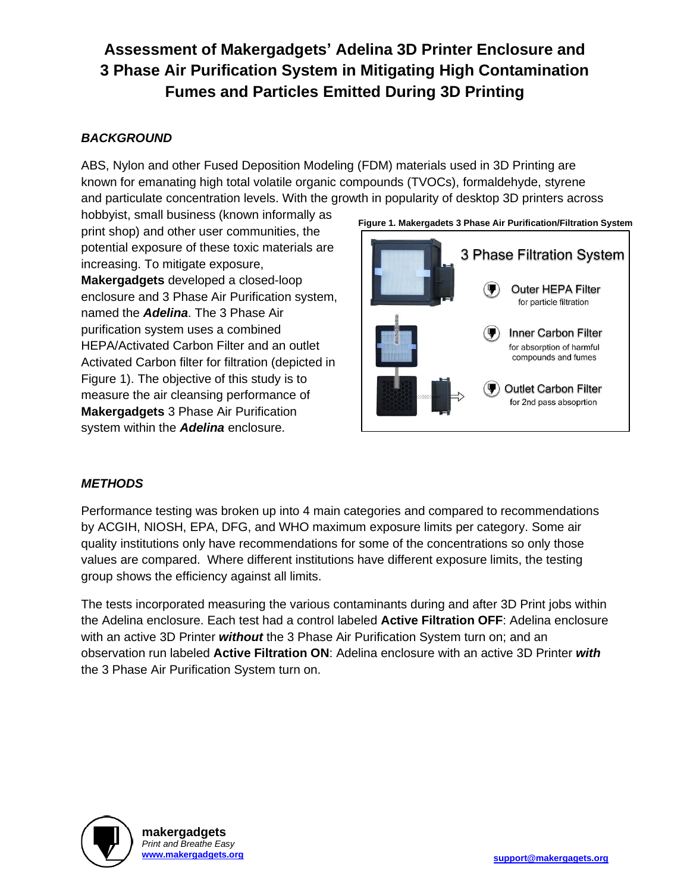# Assessment of Makergadgets' Adelina 3D Printer Enclosure and 3 Phase Air Purification System in Mitigating High Contamination Fumes and Particles Emitted During 3D Printing

## *BACKGROUND*

ABS, Nylon and other Fused Deposition Modeling (FDM) materials used in 3D Printing are known for emanating high total volatile organic compounds (TVOCs), formaldehyde, styrene and particulate concentration levels. With the growth in popularity of desktop 3D printers across hobbyist, small business (known informally as print shop) and other user communities, the potential exposure of these toxic materials are increasing. To mitigate exposure, **Makergadgets** developed a closed-loop enclosure and 3 Phase Air Purification system, named the ***Adelina***. The 3 Phase Air purification system uses a combined HEPA/Activated Carbon Filter and an outlet Activated Carbon filter for filtration (depicted in Figure 1). The objective of this study is to measure the air cleansing performance of **Makergadgets** 3 Phase Air Purification system within the ***Adelina*** enclosure.

**Figure 1. Makergadets 3 Phase Air Purification/Filtration System**

3 Phase Filtration System

- Outer HEPA Filter – for particle filtration
- Inner Carbon Filter – for absorption of harmful compounds and fumes
- Outlet Carbon Filter – for 2nd pass absoprtion

## *METHODS*

Performance testing was broken up into 4 main categories and compared to recommendations by ACGIH, NIOSH, EPA, DFG, and WHO maximum exposure limits per category. Some air quality institutions only have recommendations for some of the concentrations so only those values are compared. Where different institutions have different exposure limits, the testing group shows the efficiency against all limits.

The tests incorporated measuring the various contaminants during and after 3D Print jobs within the Adelina enclosure. Each test had a control labeled **Active Filtration OFF**: Adelina enclosure with an active 3D Printer ***without*** the 3 Phase Air Purification System turn on; and an observation run labeled **Active Filtration ON**: Adelina enclosure with an active 3D Printer ***with*** the 3 Phase Air Purification System turn on.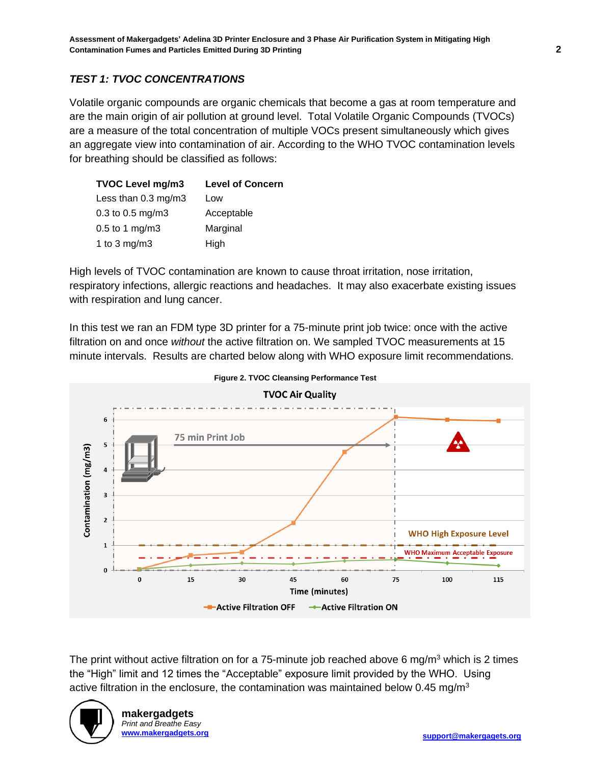## TEST 1: TVOC CONCENTRATIONS

Volatile organic compounds are organic chemicals that become a gas at room temperature and are the main origin of air pollution at ground level. Total Volatile Organic Compounds (TVOCs) are a measure of the total concentration of multiple VOCs present simultaneously which gives an aggregate view into contamination of air. According to the WHO TVOC contamination levels for breathing should be classified as follows:

| TVOC Level mg/m3 | Level of Concern |
|---|---|
| Less than 0.3 mg/m3 | Low |
| 0.3 to 0.5 mg/m3 | Acceptable |
| 0.5 to 1 mg/m3 | Marginal |
| 1 to 3 mg/m3 | High |

High levels of TVOC contamination are known to cause throat irritation, nose irritation, respiratory infections, allergic reactions and headaches. It may also exacerbate existing issues with respiration and lung cancer.

In this test we ran an FDM type 3D printer for a 75-minute print job twice: once with the active filtration on and once *without* the active filtration on. We sampled TVOC measurements at 15 minute intervals. Results are charted below along with WHO exposure limit recommendations.

**Figure 2. TVOC Cleansing Performance Test**

The print without active filtration on for a 75-minute job reached above 6 mg/m$^3$ which is 2 times the “High” limit and 12 times the “Acceptable” exposure limit provided by the WHO. Using active filtration in the enclosure, the contamination was maintained below 0.45 mg/m$^3$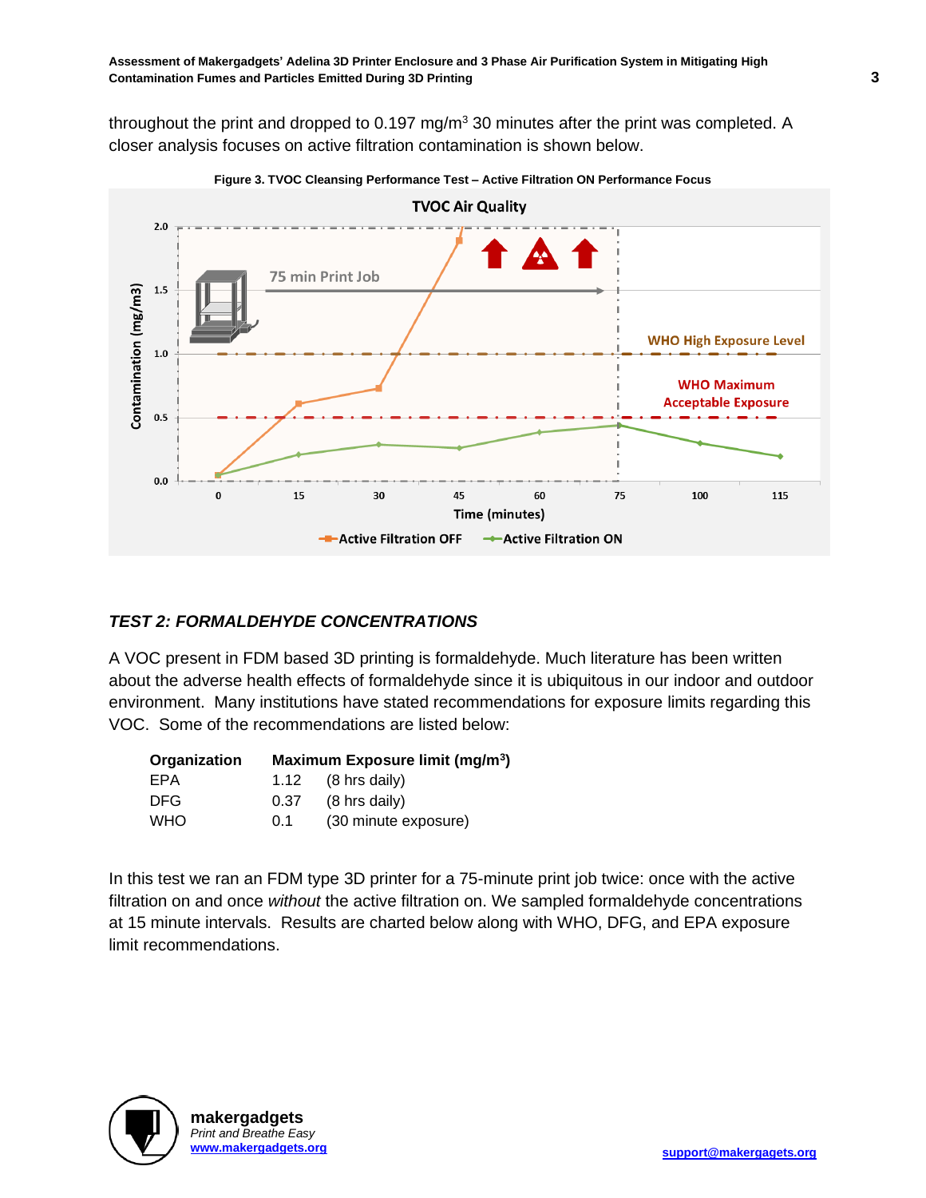throughout the print and dropped to 0.197 mg/m$^3$ 30 minutes after the print was completed. A closer analysis focuses on active filtration contamination is shown below.

Figure 3. TVOC Cleansing Performance Test – Active Filtration ON Performance Focus

## *TEST 2: FORMALDEHYDE CONCENTRATIONS*

A VOC present in FDM based 3D printing is formaldehyde. Much literature has been written about the adverse health effects of formaldehyde since it is ubiquitous in our indoor and outdoor environment. Many institutions have stated recommendations for exposure limits regarding this VOC. Some of the recommendations are listed below:

| Organization | Maximum Exposure limit (mg/m$^3$) | |
|---|---|---|
| EPA | 1.12 | (8 hrs daily) |
| DFG | 0.37 | (8 hrs daily) |
| WHO | 0.1 | (30 minute exposure) |

In this test we ran an FDM type 3D printer for a 75-minute print job twice: once with the active filtration on and once *without* the active filtration on. We sampled formaldehyde concentrations at 15 minute intervals. Results are charted below along with WHO, DFG, and EPA exposure limit recommendations.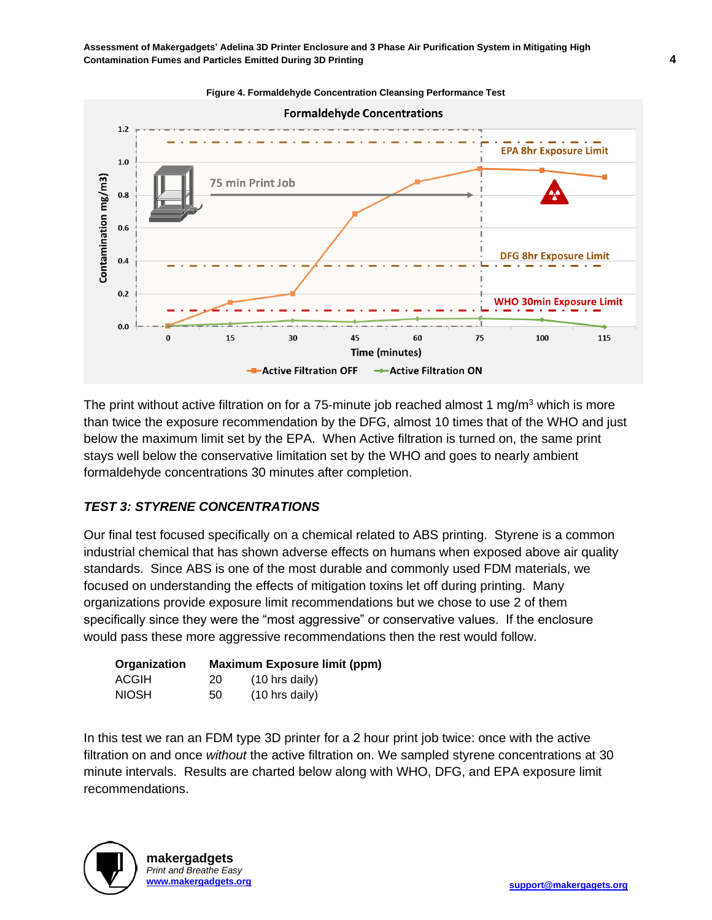Figure 4. Formaldehyde Concentration Cleansing Performance Test

The print without active filtration on for a 75-minute job reached almost 1 mg/m$^3$ which is more than twice the exposure recommendation by the DFG, almost 10 times that of the WHO and just below the maximum limit set by the EPA. When Active filtration is turned on, the same print stays well below the conservative limitation set by the WHO and goes to nearly ambient formaldehyde concentrations 30 minutes after completion.

### *TEST 3: STYRENE CONCENTRATIONS*

Our final test focused specifically on a chemical related to ABS printing. Styrene is a common industrial chemical that has shown adverse effects on humans when exposed above air quality standards. Since ABS is one of the most durable and commonly used FDM materials, we focused on understanding the effects of mitigation toxins let off during printing. Many organizations provide exposure limit recommendations but we chose to use 2 of them specifically since they were the "most aggressive" or conservative values. If the enclosure would pass these more aggressive recommendations then the rest would follow.

| Organization | Maximum Exposure limit (ppm) | |
|---|---|---|
| ACGIH | 20 | (10 hrs daily) |
| NIOSH | 50 | (10 hrs daily) |

In this test we ran an FDM type 3D printer for a 2 hour print job twice: once with the active filtration on and once *without* the active filtration on. We sampled styrene concentrations at 30 minute intervals. Results are charted below along with WHO, DFG, and EPA exposure limit recommendations.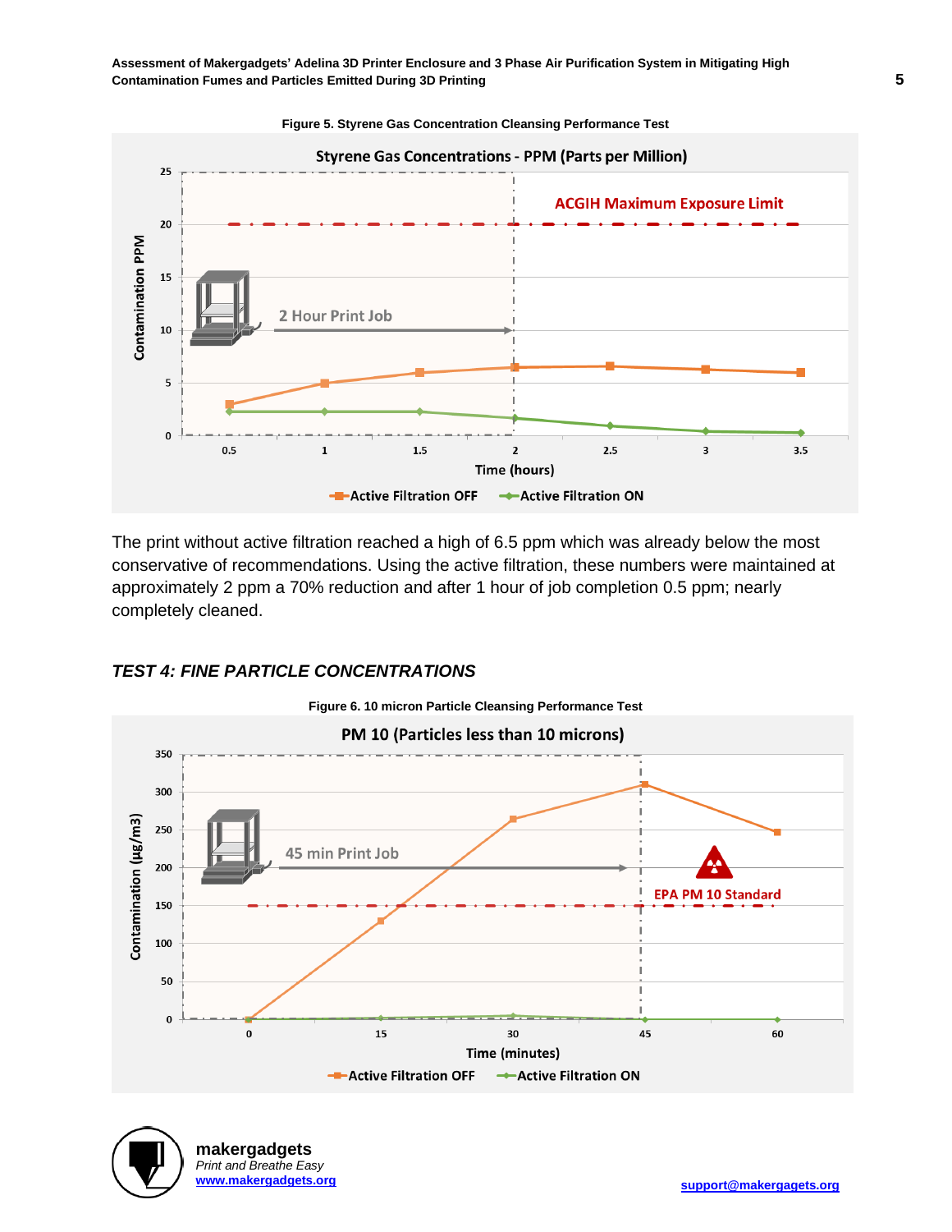**Figure 5. Styrene Gas Concentration Cleansing Performance Test**

The print without active filtration reached a high of 6.5 ppm which was already below the most conservative of recommendations. Using the active filtration, these numbers were maintained at approximately 2 ppm a 70% reduction and after 1 hour of job completion 0.5 ppm; nearly completely cleaned.

### *TEST 4: FINE PARTICLE CONCENTRATIONS*

**Figure 6. 10 micron Particle Cleansing Performance Test**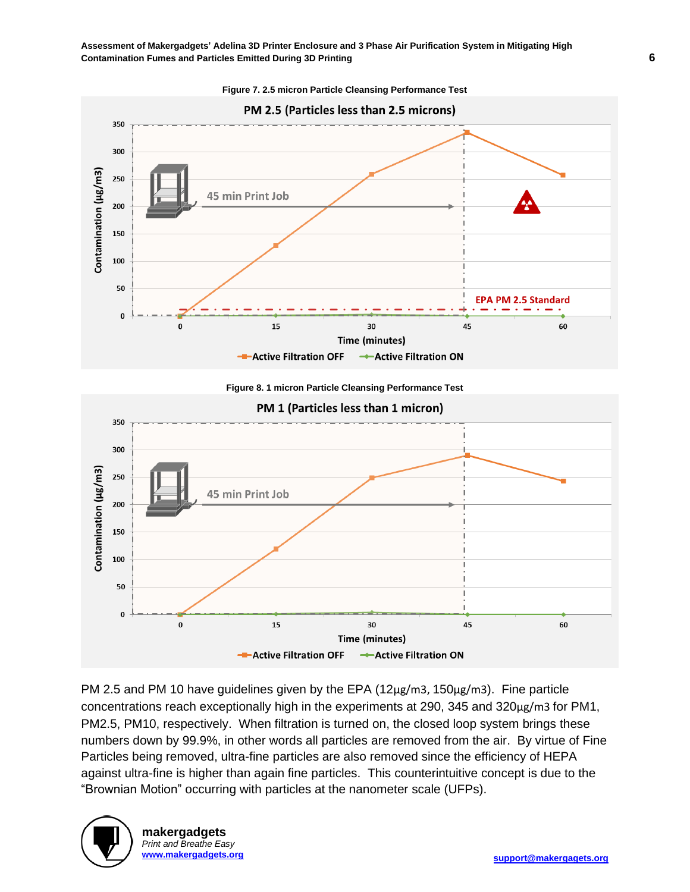Figure 7. 2.5 micron Particle Cleansing Performance Test

Figure 8. 1 micron Particle Cleansing Performance Test

PM 2.5 and PM 10 have guidelines given by the EPA (12μg/m3, 150μg/m3). Fine particle concentrations reach exceptionally high in the experiments at 290, 345 and 320μg/m3 for PM1, PM2.5, PM10, respectively. When filtration is turned on, the closed loop system brings these numbers down by 99.9%, in other words all particles are removed from the air. By virtue of Fine Particles being removed, ultra-fine particles are also removed since the efficiency of HEPA against ultra-fine is higher than again fine particles. This counterintuitive concept is due to the “Brownian Motion” occurring with particles at the nanometer scale (UFPs).

**makergadgets**
*Print and Breathe Easy*
[www.makergadgets.org](http://www.makergadgets.org)

[support@makergagets.org](mailto:support@makergagets.org)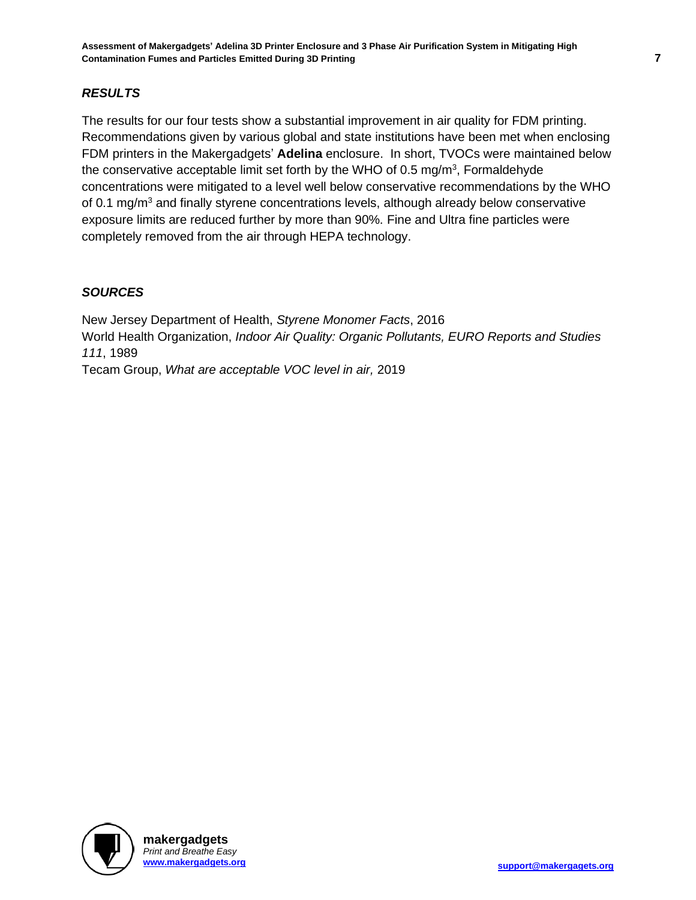## *RESULTS*

The results for our four tests show a substantial improvement in air quality for FDM printing. Recommendations given by various global and state institutions have been met when enclosing FDM printers in the Makergadgets' **Adelina** enclosure. In short, TVOCs were maintained below the conservative acceptable limit set forth by the WHO of 0.5 $mg/m^3$, Formaldehyde concentrations were mitigated to a level well below conservative recommendations by the WHO of 0.1 $mg/m^3$ and finally styrene concentrations levels, although already below conservative exposure limits are reduced further by more than 90%. Fine and Ultra fine particles were completely removed from the air through HEPA technology.

## *SOURCES*

New Jersey Department of Health, *Styrene Monomer Facts*, 2016
World Health Organization, *Indoor Air Quality: Organic Pollutants, EURO Reports and Studies 111*, 1989
Tecam Group, *What are acceptable VOC level in air,* 2019